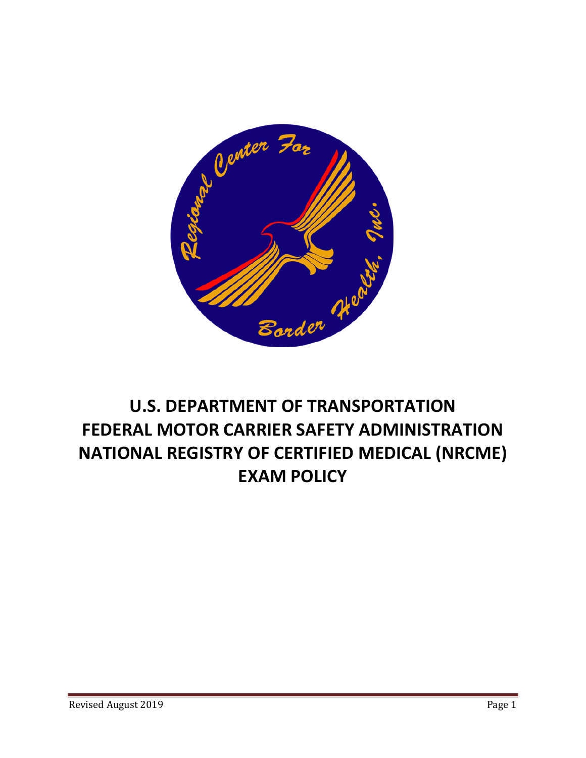# U.S. DEPARTMENT OF TRANSPORTATION FEDERAL MOTOR CARRIER SAFETY ADMINISTRATION NATIONAL REGISTRY OF CERTIFIED MEDICAL (NRCME) EXAM POLICY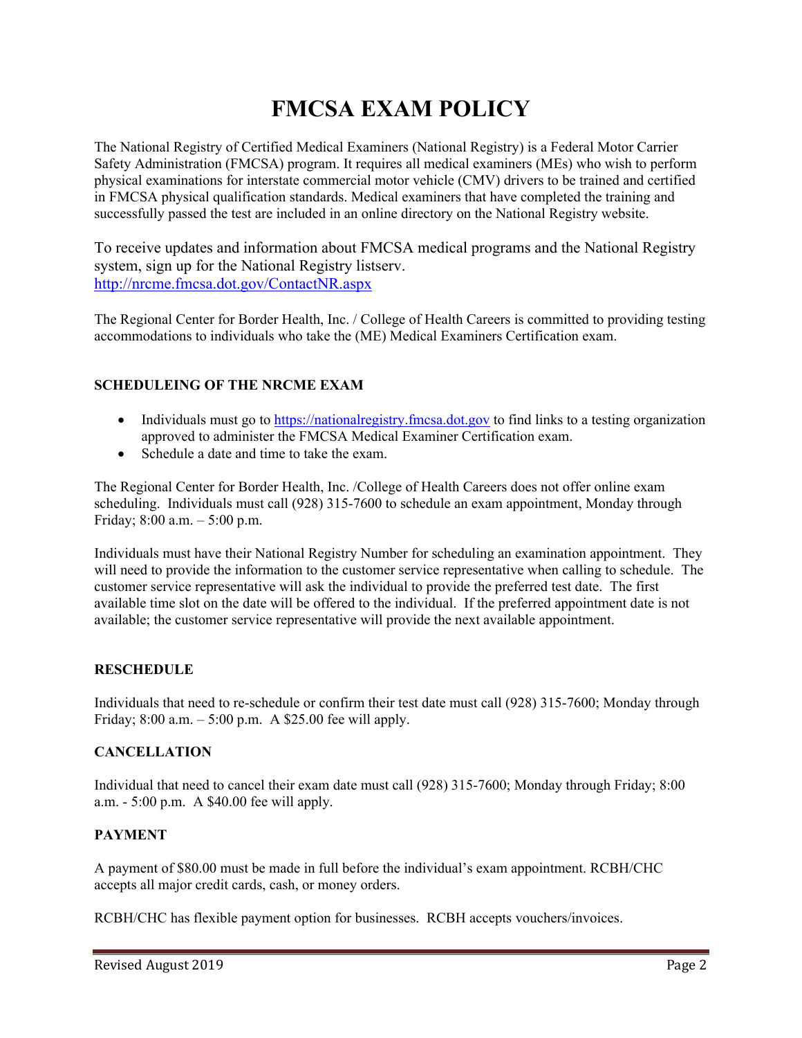# FMCSA EXAM POLICY

The National Registry of Certified Medical Examiners (National Registry) is a Federal Motor Carrier Safety Administration (FMCSA) program. It requires all medical examiners (MEs) who wish to perform physical examinations for interstate commercial motor vehicle (CMV) drivers to be trained and certified in FMCSA physical qualification standards. Medical examiners that have completed the training and successfully passed the test are included in an online directory on the National Registry website.

To receive updates and information about FMCSA medical programs and the National Registry system, sign up for the National Registry listserv.
http://nrcme.fmcsa.dot.gov/ContactNR.aspx

The Regional Center for Border Health, Inc. / College of Health Careers is committed to providing testing accommodations to individuals who take the (ME) Medical Examiners Certification exam.

#### SCHEDULEING OF THE NRCME EXAM

- Individuals must go to https://nationalregistry.fmcsa.dot.gov to find links to a testing organization approved to administer the FMCSA Medical Examiner Certification exam.
- Schedule a date and time to take the exam.

The Regional Center for Border Health, Inc. /College of Health Careers does not offer online exam scheduling. Individuals must call (928) 315-7600 to schedule an exam appointment, Monday through Friday; 8:00 a.m. – 5:00 p.m.

Individuals must have their National Registry Number for scheduling an examination appointment. They will need to provide the information to the customer service representative when calling to schedule. The customer service representative will ask the individual to provide the preferred test date. The first available time slot on the date will be offered to the individual. If the preferred appointment date is not available; the customer service representative will provide the next available appointment.

#### RESCHEDULE

Individuals that need to re-schedule or confirm their test date must call (928) 315-7600; Monday through Friday; 8:00 a.m. – 5:00 p.m. A $25.00 fee will apply.

#### CANCELLATION

Individual that need to cancel their exam date must call (928) 315-7600; Monday through Friday; 8:00 a.m. - 5:00 p.m. A $40.00 fee will apply.

#### PAYMENT

A payment of $80.00 must be made in full before the individual's exam appointment. RCBH/CHC accepts all major credit cards, cash, or money orders.

RCBH/CHC has flexible payment option for businesses. RCBH accepts vouchers/invoices.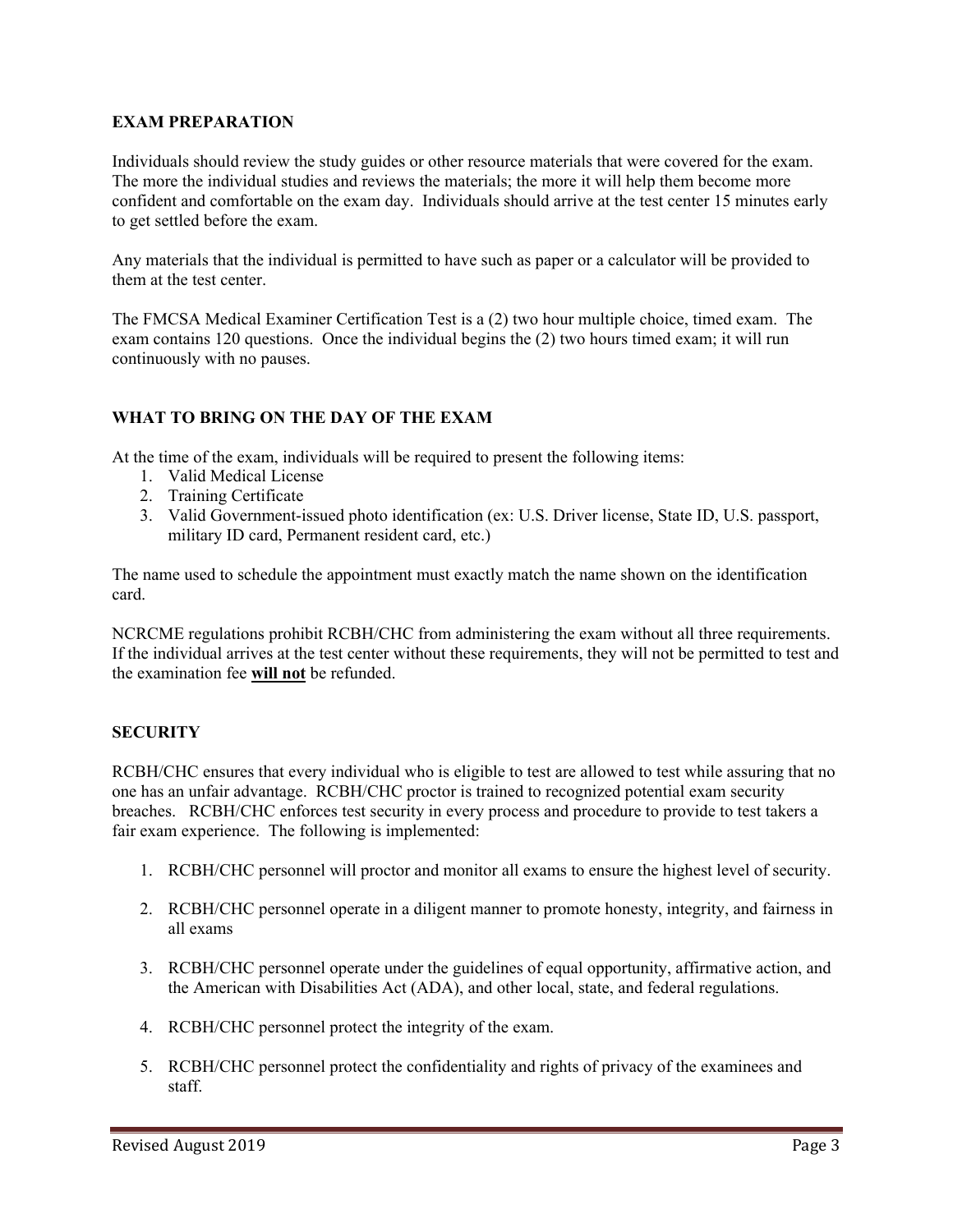## EXAM PREPARATION

Individuals should review the study guides or other resource materials that were covered for the exam. The more the individual studies and reviews the materials; the more it will help them become more confident and comfortable on the exam day. Individuals should arrive at the test center 15 minutes early to get settled before the exam.

Any materials that the individual is permitted to have such as paper or a calculator will be provided to them at the test center.

The FMCSA Medical Examiner Certification Test is a (2) two hour multiple choice, timed exam. The exam contains 120 questions. Once the individual begins the (2) two hours timed exam; it will run continuously with no pauses.

## WHAT TO BRING ON THE DAY OF THE EXAM

At the time of the exam, individuals will be required to present the following items:

1. Valid Medical License
2. Training Certificate
3. Valid Government-issued photo identification (ex: U.S. Driver license, State ID, U.S. passport, military ID card, Permanent resident card, etc.)

The name used to schedule the appointment must exactly match the name shown on the identification card.

NCRCME regulations prohibit RCBH/CHC from administering the exam without all three requirements. If the individual arrives at the test center without these requirements, they will not be permitted to test and the examination fee **<u>will not</u>** be refunded.

## SECURITY

RCBH/CHC ensures that every individual who is eligible to test are allowed to test while assuring that no one has an unfair advantage. RCBH/CHC proctor is trained to recognized potential exam security breaches. RCBH/CHC enforces test security in every process and procedure to provide to test takers a fair exam experience. The following is implemented:

1. RCBH/CHC personnel will proctor and monitor all exams to ensure the highest level of security.

2. RCBH/CHC personnel operate in a diligent manner to promote honesty, integrity, and fairness in all exams

3. RCBH/CHC personnel operate under the guidelines of equal opportunity, affirmative action, and the American with Disabilities Act (ADA), and other local, state, and federal regulations.

4. RCBH/CHC personnel protect the integrity of the exam.

5. RCBH/CHC personnel protect the confidentiality and rights of privacy of the examinees and staff.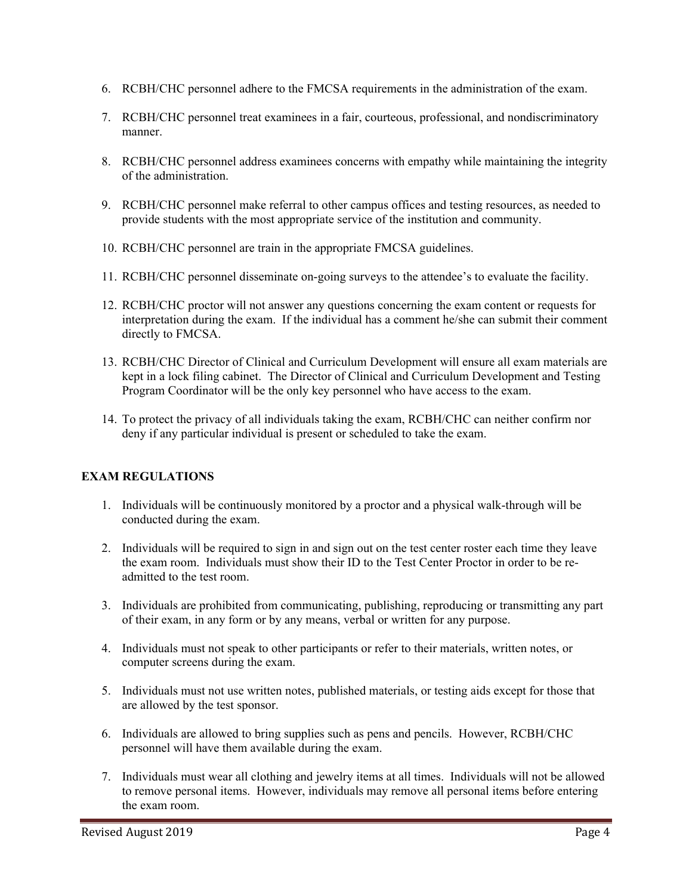6. RCBH/CHC personnel adhere to the FMCSA requirements in the administration of the exam.

7. RCBH/CHC personnel treat examinees in a fair, courteous, professional, and nondiscriminatory manner.

8. RCBH/CHC personnel address examinees concerns with empathy while maintaining the integrity of the administration.

9. RCBH/CHC personnel make referral to other campus offices and testing resources, as needed to provide students with the most appropriate service of the institution and community.

10. RCBH/CHC personnel are train in the appropriate FMCSA guidelines.

11. RCBH/CHC personnel disseminate on-going surveys to the attendee's to evaluate the facility.

12. RCBH/CHC proctor will not answer any questions concerning the exam content or requests for interpretation during the exam. If the individual has a comment he/she can submit their comment directly to FMCSA.

13. RCBH/CHC Director of Clinical and Curriculum Development will ensure all exam materials are kept in a lock filing cabinet. The Director of Clinical and Curriculum Development and Testing Program Coordinator will be the only key personnel who have access to the exam.

14. To protect the privacy of all individuals taking the exam, RCBH/CHC can neither confirm nor deny if any particular individual is present or scheduled to take the exam.

## EXAM REGULATIONS

1. Individuals will be continuously monitored by a proctor and a physical walk-through will be conducted during the exam.

2. Individuals will be required to sign in and sign out on the test center roster each time they leave the exam room. Individuals must show their ID to the Test Center Proctor in order to be re-admitted to the test room.

3. Individuals are prohibited from communicating, publishing, reproducing or transmitting any part of their exam, in any form or by any means, verbal or written for any purpose.

4. Individuals must not speak to other participants or refer to their materials, written notes, or computer screens during the exam.

5. Individuals must not use written notes, published materials, or testing aids except for those that are allowed by the test sponsor.

6. Individuals are allowed to bring supplies such as pens and pencils. However, RCBH/CHC personnel will have them available during the exam.

7. Individuals must wear all clothing and jewelry items at all times. Individuals will not be allowed to remove personal items. However, individuals may remove all personal items before entering the exam room.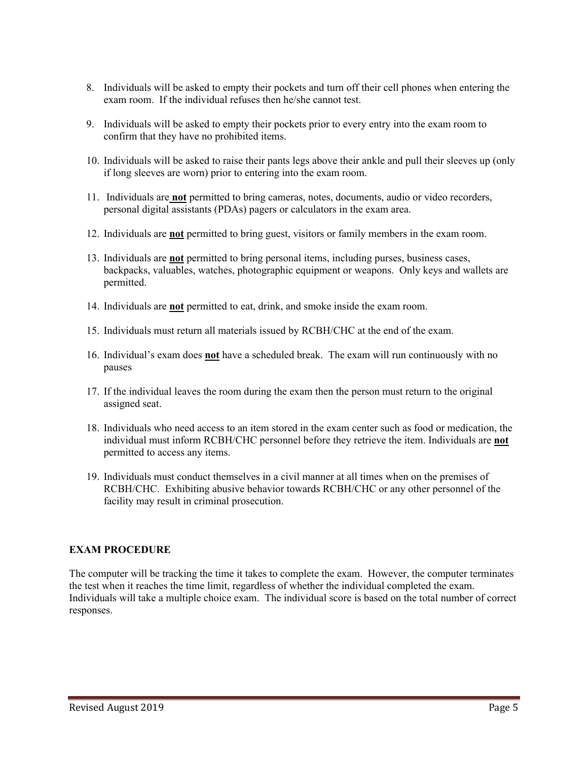8. Individuals will be asked to empty their pockets and turn off their cell phones when entering the exam room. If the individual refuses then he/she cannot test.
9. Individuals will be asked to empty their pockets prior to every entry into the exam room to confirm that they have no prohibited items.
10. Individuals will be asked to raise their pants legs above their ankle and pull their sleeves up (only if long sleeves are worn) prior to entering into the exam room.
11. Individuals are **not** permitted to bring cameras, notes, documents, audio or video recorders, personal digital assistants (PDAs) pagers or calculators in the exam area.
12. Individuals are **not** permitted to bring guest, visitors or family members in the exam room.
13. Individuals are **not** permitted to bring personal items, including purses, business cases, backpacks, valuables, watches, photographic equipment or weapons. Only keys and wallets are permitted.
14. Individuals are **not** permitted to eat, drink, and smoke inside the exam room.
15. Individuals must return all materials issued by RCBH/CHC at the end of the exam.
16. Individual's exam does **not** have a scheduled break. The exam will run continuously with no pauses
17. If the individual leaves the room during the exam then the person must return to the original assigned seat.
18. Individuals who need access to an item stored in the exam center such as food or medication, the individual must inform RCBH/CHC personnel before they retrieve the item. Individuals are **not** permitted to access any items.
19. Individuals must conduct themselves in a civil manner at all times when on the premises of RCBH/CHC. Exhibiting abusive behavior towards RCBH/CHC or any other personnel of the facility may result in criminal prosecution.

**EXAM PROCEDURE**

The computer will be tracking the time it takes to complete the exam. However, the computer terminates the test when it reaches the time limit, regardless of whether the individual completed the exam. Individuals will take a multiple choice exam. The individual score is based on the total number of correct responses.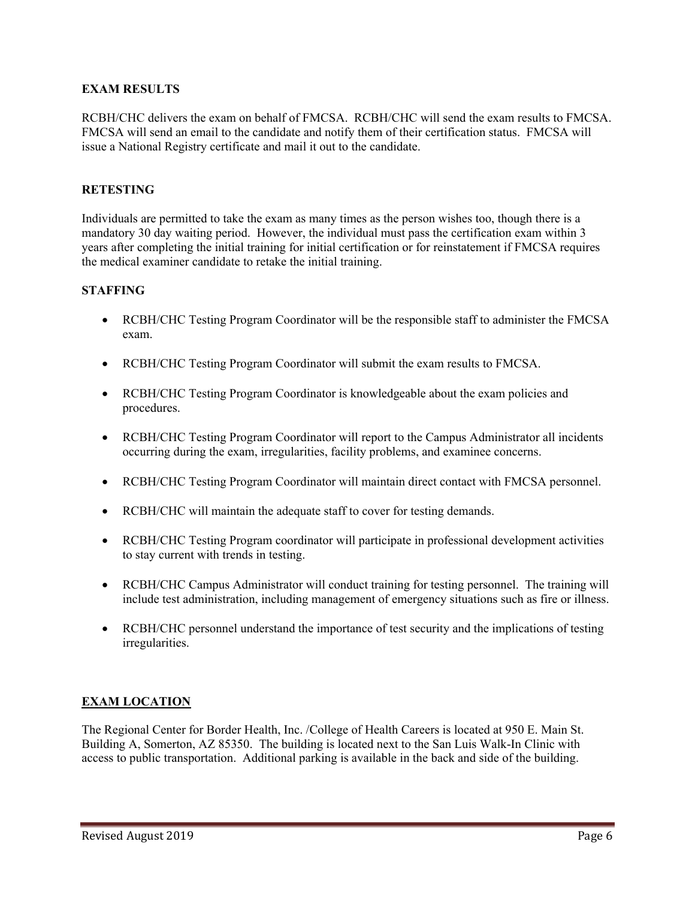## EXAM RESULTS

RCBH/CHC delivers the exam on behalf of FMCSA. RCBH/CHC will send the exam results to FMCSA. FMCSA will send an email to the candidate and notify them of their certification status. FMCSA will issue a National Registry certificate and mail it out to the candidate.

## RETESTING

Individuals are permitted to take the exam as many times as the person wishes too, though there is a mandatory 30 day waiting period. However, the individual must pass the certification exam within 3 years after completing the initial training for initial certification or for reinstatement if FMCSA requires the medical examiner candidate to retake the initial training.

## STAFFING

- RCBH/CHC Testing Program Coordinator will be the responsible staff to administer the FMCSA exam.
- RCBH/CHC Testing Program Coordinator will submit the exam results to FMCSA.
- RCBH/CHC Testing Program Coordinator is knowledgeable about the exam policies and procedures.
- RCBH/CHC Testing Program Coordinator will report to the Campus Administrator all incidents occurring during the exam, irregularities, facility problems, and examinee concerns.
- RCBH/CHC Testing Program Coordinator will maintain direct contact with FMCSA personnel.
- RCBH/CHC will maintain the adequate staff to cover for testing demands.
- RCBH/CHC Testing Program coordinator will participate in professional development activities to stay current with trends in testing.
- RCBH/CHC Campus Administrator will conduct training for testing personnel. The training will include test administration, including management of emergency situations such as fire or illness.
- RCBH/CHC personnel understand the importance of test security and the implications of testing irregularities.

## EXAM LOCATION

The Regional Center for Border Health, Inc. /College of Health Careers is located at 950 E. Main St. Building A, Somerton, AZ 85350. The building is located next to the San Luis Walk-In Clinic with access to public transportation. Additional parking is available in the back and side of the building.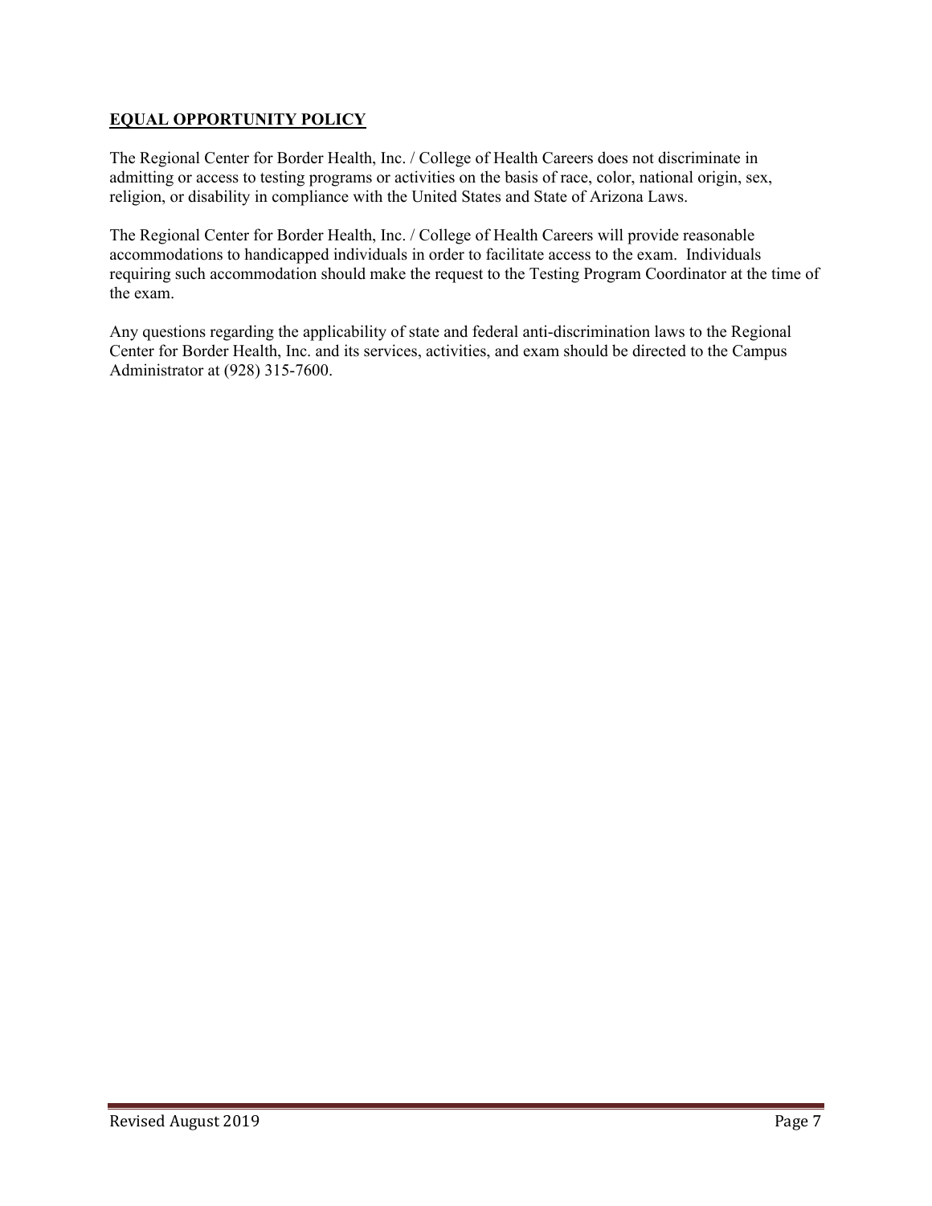## **EQUAL OPPORTUNITY POLICY**

The Regional Center for Border Health, Inc. / College of Health Careers does not discriminate in admitting or access to testing programs or activities on the basis of race, color, national origin, sex, religion, or disability in compliance with the United States and State of Arizona Laws.

The Regional Center for Border Health, Inc. / College of Health Careers will provide reasonable accommodations to handicapped individuals in order to facilitate access to the exam. Individuals requiring such accommodation should make the request to the Testing Program Coordinator at the time of the exam.

Any questions regarding the applicability of state and federal anti-discrimination laws to the Regional Center for Border Health, Inc. and its services, activities, and exam should be directed to the Campus Administrator at (928) 315-7600.